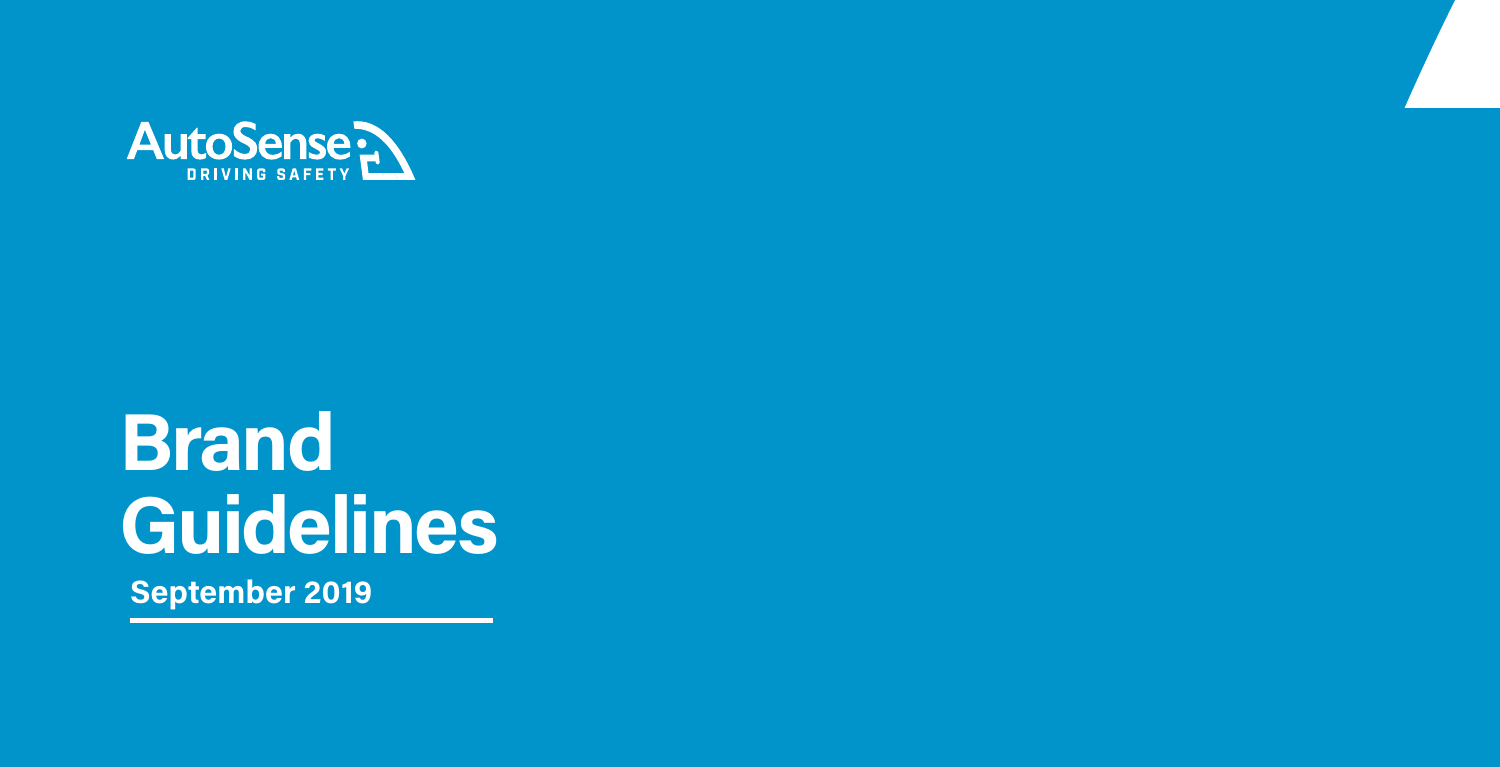AutoSense
DRIVING SAFETY

# Brand Guidelines

**September 2019**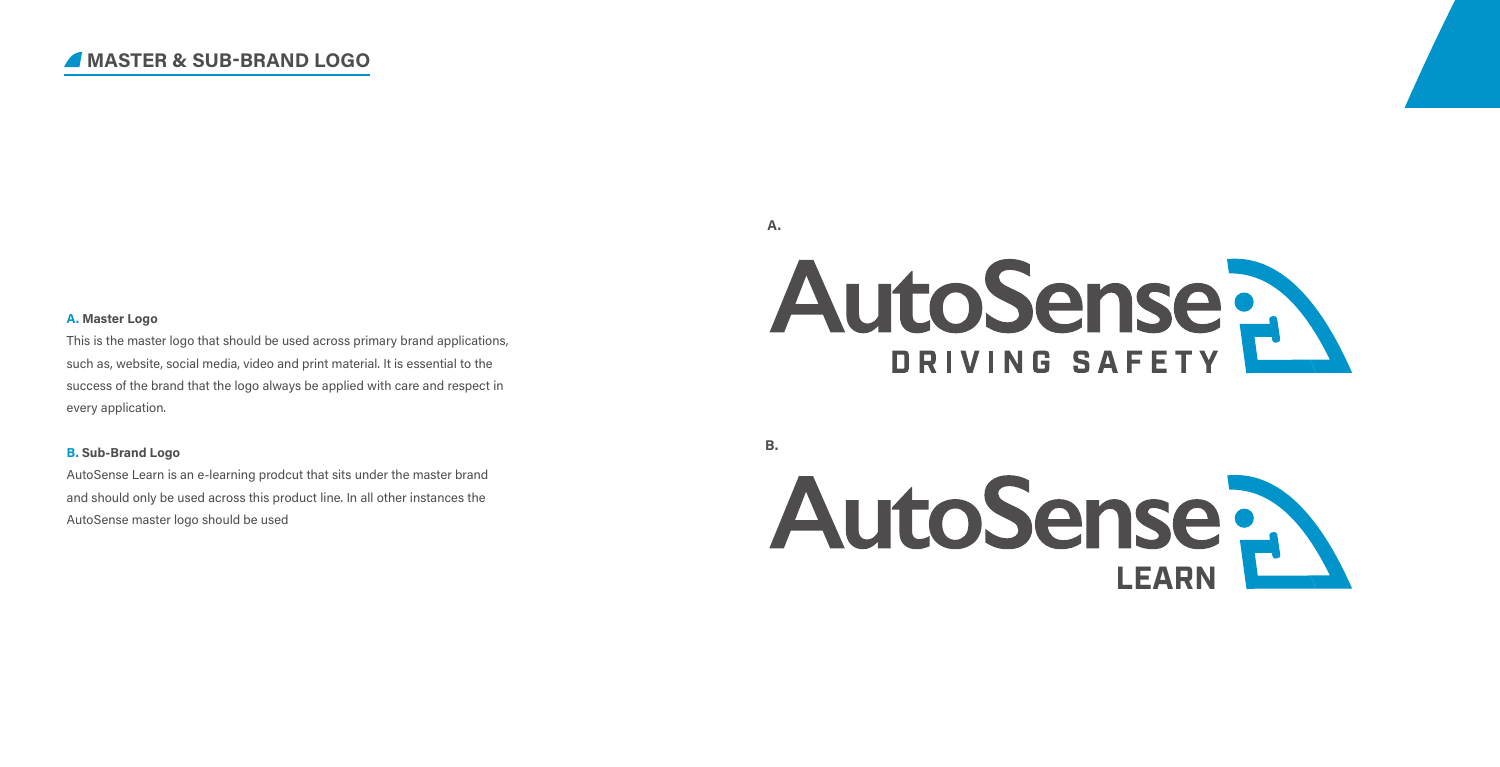## MASTER & SUB-BRAND LOGO

**A. Master Logo**

This is the master logo that should be used across primary brand applications, such as, website, social media, video and print material. It is essential to the success of the brand that the logo always be applied with care and respect in every application.

**B. Sub-Brand Logo**

AutoSense Learn is an e-learning prodcut that sits under the master brand and should only be used across this product line. In all other instances the AutoSense master logo should be used

A.

AutoSense DRIVING SAFETY

B.

AutoSense LEARN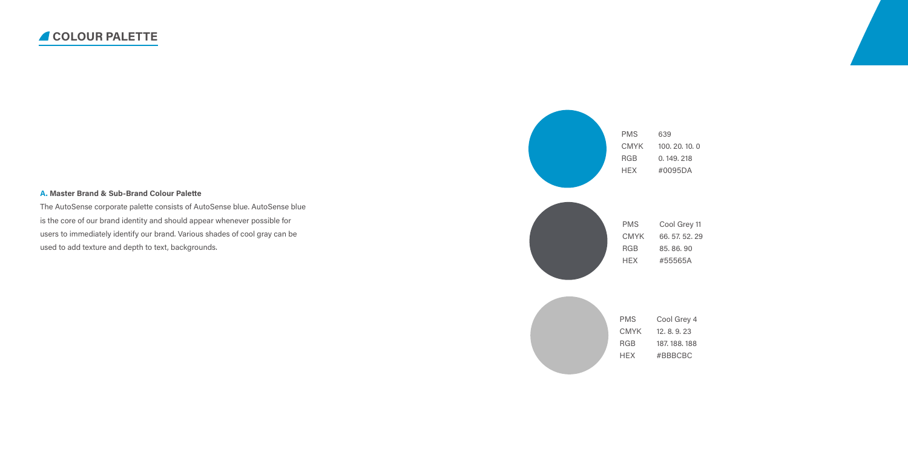## COLOUR PALETTE

**A. Master Brand & Sub-Brand Colour Palette**

The AutoSense corporate palette consists of AutoSense blue. AutoSense blue is the core of our brand identity and should appear whenever possible for users to immediately identify our brand. Various shades of cool gray can be used to add texture and depth to text, backgrounds.

| | |
|---|---|
| PMS | 639 |
| CMYK | 100. 20. 10. 0 |
| RGB | 0. 149. 218 |
| HEX | #0095DA |

| | |
|---|---|
| PMS | Cool Grey 11 |
| CMYK | 66. 57. 52. 29 |
| RGB | 85. 86. 90 |
| HEX | #55565A |

| | |
|---|---|
| PMS | Cool Grey 4 |
| CMYK | 12. 8. 9. 23 |
| RGB | 187. 188. 188 |
| HEX | #BBBCBC |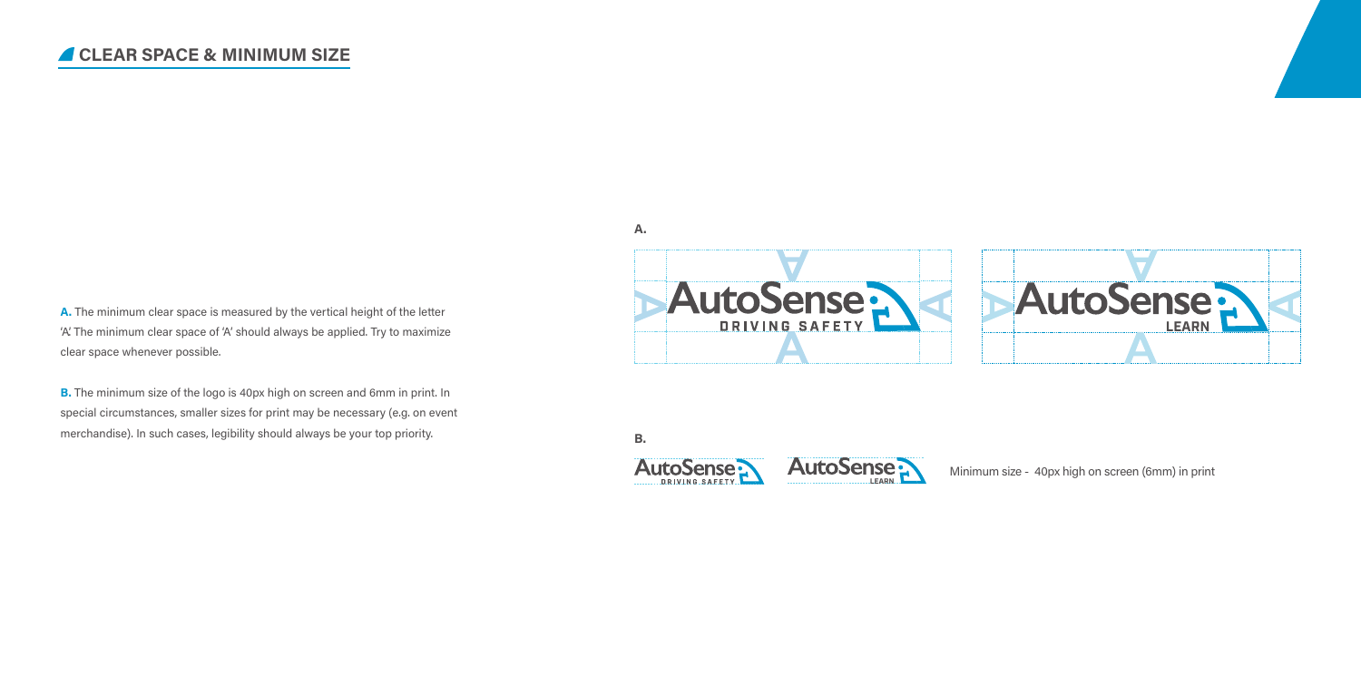## CLEAR SPACE & MINIMUM SIZE

**A.** The minimum clear space is measured by the vertical height of the letter 'A'. The minimum clear space of 'A' should always be applied. Try to maximize clear space whenever possible.

**B.** The minimum size of the logo is 40px high on screen and 6mm in print. In special circumstances, smaller sizes for print may be necessary (e.g. on event merchandise). In such cases, legibility should always be your top priority.

**A.**

**B.**

Minimum size - 40px high on screen (6mm) in print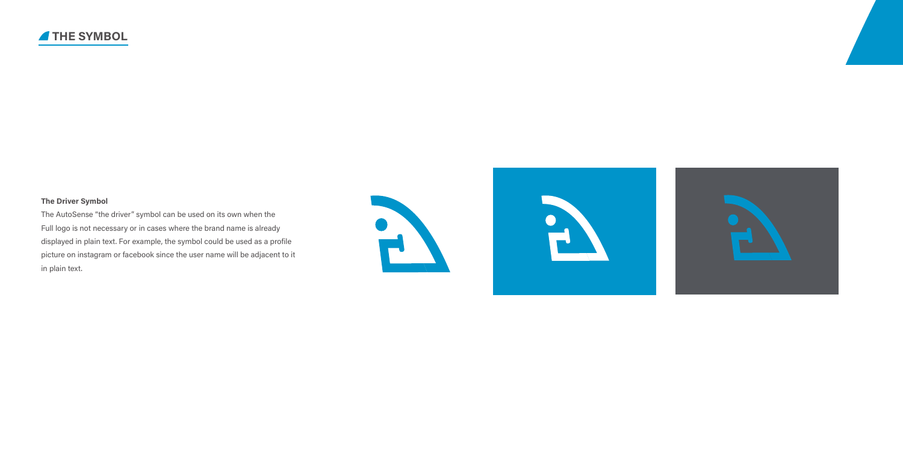## THE SYMBOL

**The Driver Symbol**

The AutoSense "the driver" symbol can be used on its own when the Full logo is not necessary or in cases where the brand name is already displayed in plain text. For example, the symbol could be used as a profile picture on instagram or facebook since the user name will be adjacent to it in plain text.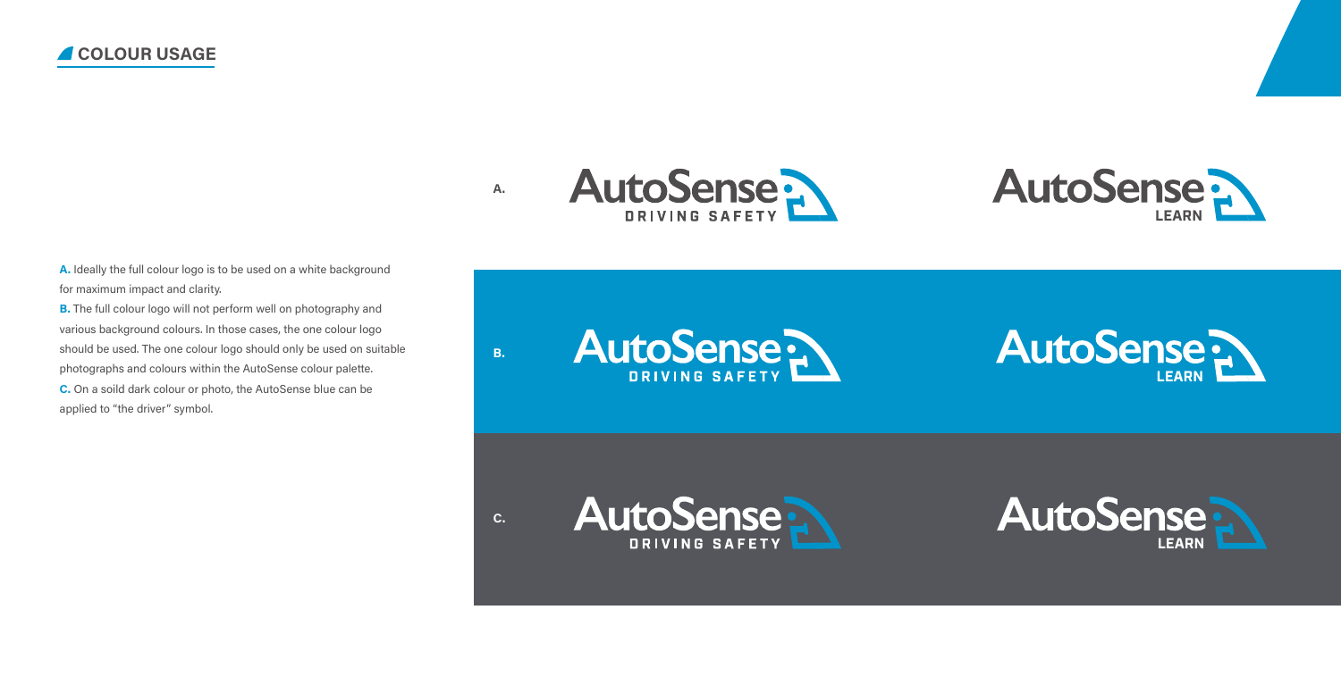## COLOUR USAGE

**A.** Ideally the full colour logo is to be used on a white background for maximum impact and clarity.

**B.** The full colour logo will not perform well on photography and various background colours. In those cases, the one colour logo should be used. The one colour logo should only be used on suitable photographs and colours within the AutoSense colour palette.

**C.** On a soild dark colour or photo, the AutoSense blue can be applied to "the driver" symbol.

A.

AutoSense DRIVING SAFETY

AutoSense LEARN

B.

AutoSense DRIVING SAFETY

AutoSense LEARN

C.

AutoSense DRIVING SAFETY

AutoSense LEARN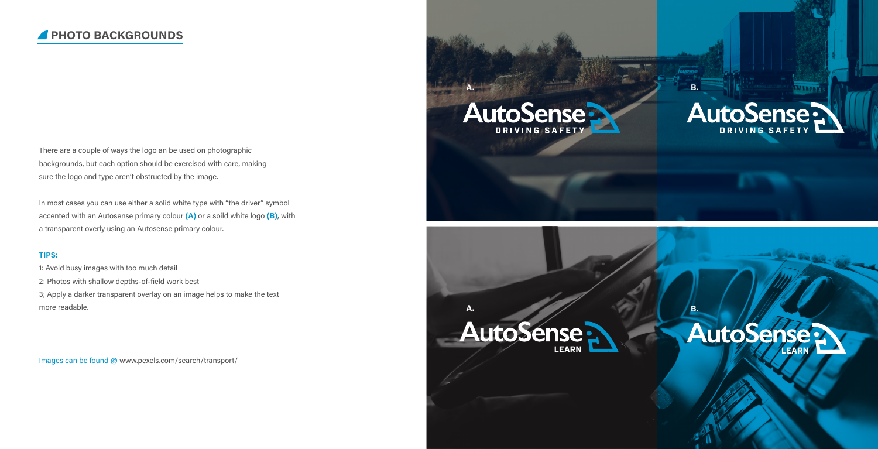## PHOTO BACKGROUNDS

There are a couple of ways the logo an be used on photographic backgrounds, but each option should be exercised with care, making sure the logo and type aren't obstructed by the image.

In most cases you can use either a solid white type with "the driver" symbol accented with an Autosense primary colour **(A)** or a soild white logo **(B)**, with a transparent overly using an Autosense primary colour.

**TIPS:**

1: Avoid busy images with too much detail

2: Photos with shallow depths-of-field work best

3; Apply a darker transparent overlay on an image helps to make the text more readable.

Images can be found @ www.pexels.com/search/transport/

A.

AutoSense DRIVING SAFETY

B.

AutoSense DRIVING SAFETY

A.

AutoSense LEARN

B.

AutoSense LEARN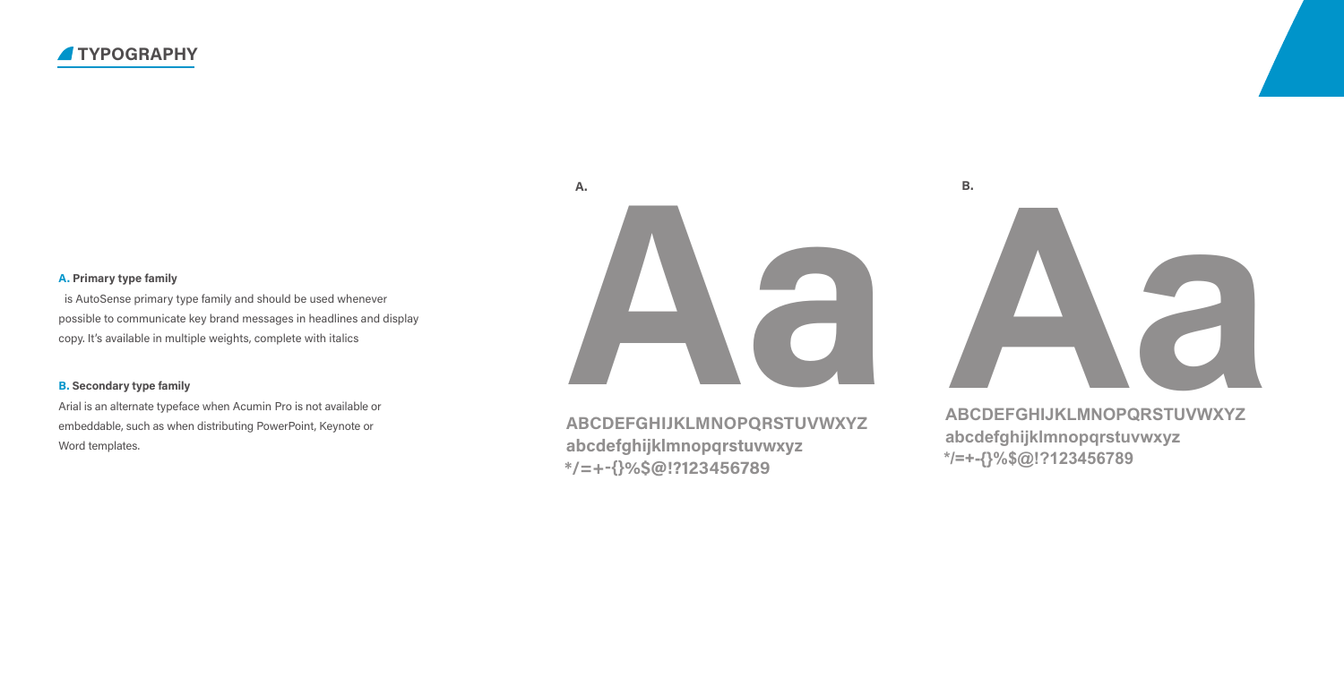# TYPOGRAPHY

**A. Primary type family**

is AutoSense primary type family and should be used whenever possible to communicate key brand messages in headlines and display copy. It's available in multiple weights, complete with italics

**B. Secondary type family**

Arial is an alternate typeface when Acumin Pro is not available or embeddable, such as when distributing PowerPoint, Keynote or Word templates.

**A.**

Aa

ABCDEFGHIJKLMNOPQRSTUVWXYZ
abcdefghijklmnopqrstuvwxyz
*/=+-{}%$@!?123456789

**B.**

Aa

ABCDEFGHIJKLMNOPQRSTUVWXYZ
abcdefghijklmnopqrstuvwxyz
*/=+-{}%$@!?123456789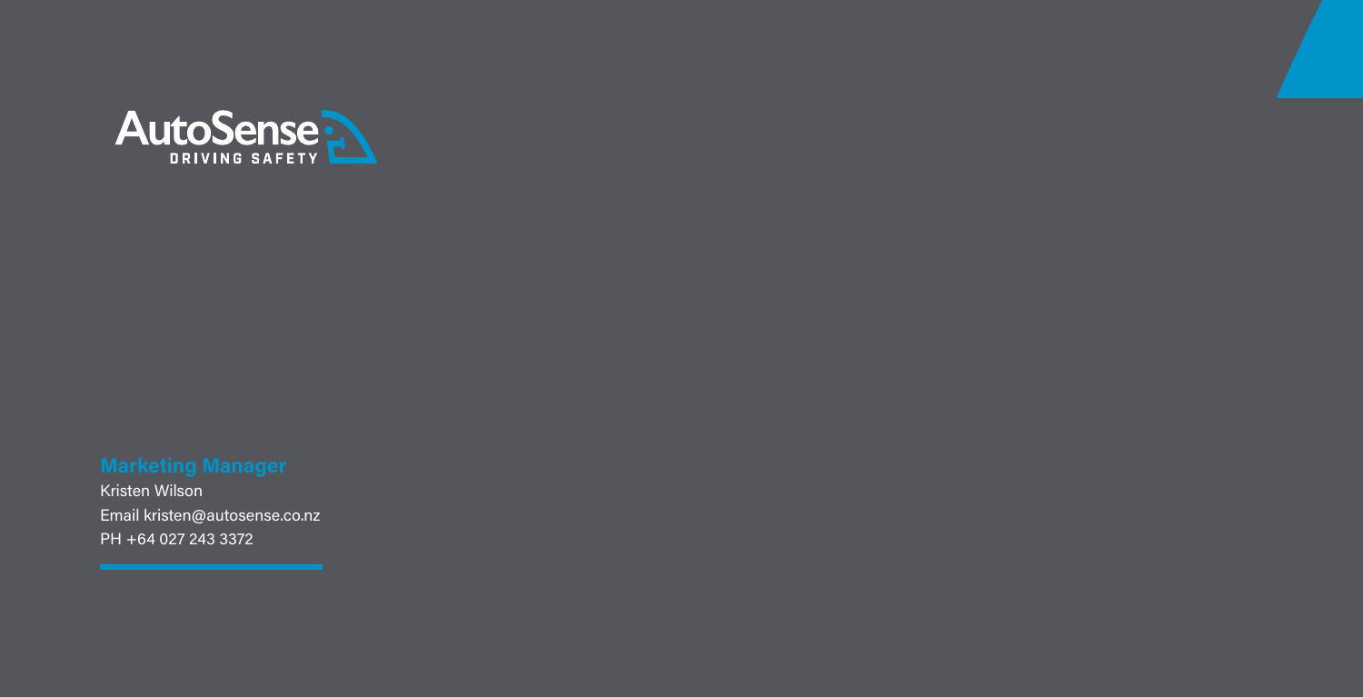AutoSense
DRIVING SAFETY

**Marketing Manager**

Kristen Wilson

Email kristen@autosense.co.nz

PH +64 027 243 3372